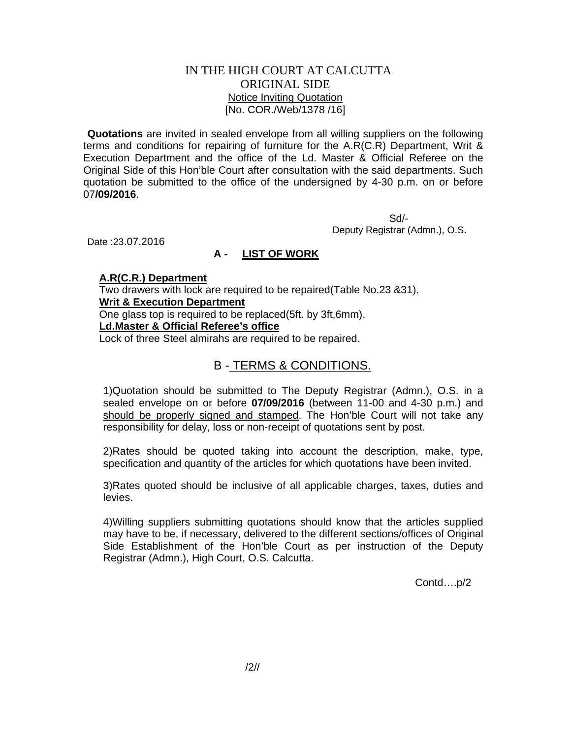# IN THE HIGH COURT AT CALCUTTA
## ORIGINAL SIDE
### Notice Inviting Quotation
[No. COR./Web/1378 /16]

**Quotations** are invited in sealed envelope from all willing suppliers on the following terms and conditions for repairing of furniture for the A.R(C.R) Department, Writ & Execution Department and the office of the Ld. Master & Official Referee on the Original Side of this Hon'ble Court after consultation with the said departments. Such quotation be submitted to the office of the undersigned by 4-30 p.m. on or before 07**/09/2016**.

Sd/-
Deputy Registrar (Admn.), O.S.

Date :23.07.2016

## A - LIST OF WORK

**A.R(C.R.) Department**
Two drawers with lock are required to be repaired(Table No.23 &31).

**Writ & Execution Department**
One glass top is required to be replaced(5ft. by 3ft,6mm).

**Ld.Master & Official Referee's office**
Lock of three Steel almirahs are required to be repaired.

## B - TERMS & CONDITIONS.

1)Quotation should be submitted to The Deputy Registrar (Admn.), O.S. in a sealed envelope on or before **07/09/2016** (between 11-00 and 4-30 p.m.) and should be properly signed and stamped. The Hon'ble Court will not take any responsibility for delay, loss or non-receipt of quotations sent by post.

2)Rates should be quoted taking into account the description, make, type, specification and quantity of the articles for which quotations have been invited.

3)Rates quoted should be inclusive of all applicable charges, taxes, duties and levies.

4)Willing suppliers submitting quotations should know that the articles supplied may have to be, if necessary, delivered to the different sections/offices of Original Side Establishment of the Hon'ble Court as per instruction of the Deputy Registrar (Admn.), High Court, O.S. Calcutta.

Contd….p/2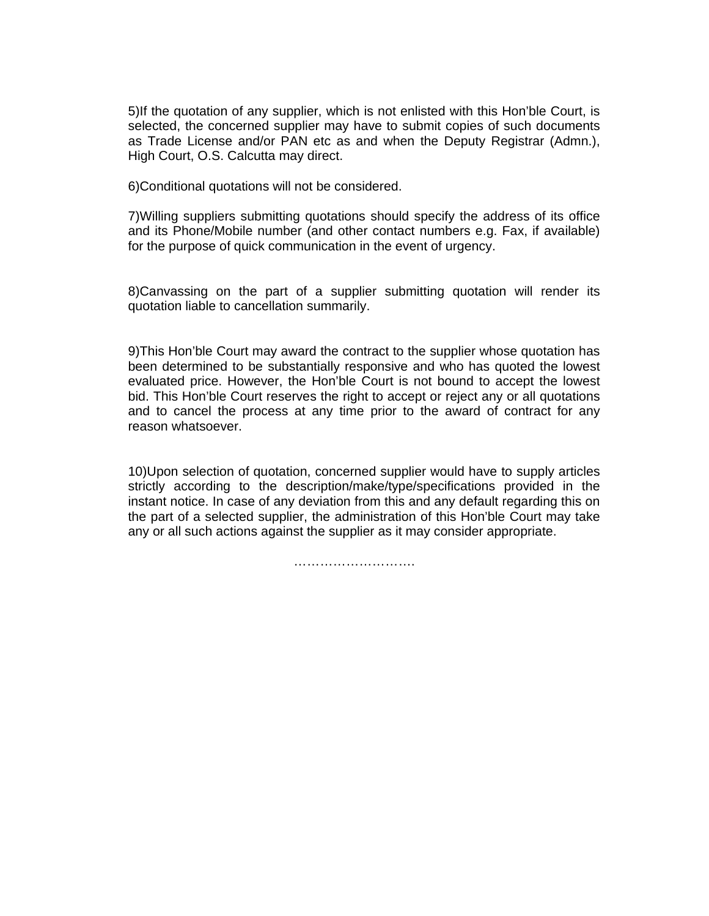5)If the quotation of any supplier, which is not enlisted with this Hon'ble Court, is selected, the concerned supplier may have to submit copies of such documents as Trade License and/or PAN etc as and when the Deputy Registrar (Admn.), High Court, O.S. Calcutta may direct.

6)Conditional quotations will not be considered.

7)Willing suppliers submitting quotations should specify the address of its office and its Phone/Mobile number (and other contact numbers e.g. Fax, if available) for the purpose of quick communication in the event of urgency.

8)Canvassing on the part of a supplier submitting quotation will render its quotation liable to cancellation summarily.

9)This Hon'ble Court may award the contract to the supplier whose quotation has been determined to be substantially responsive and who has quoted the lowest evaluated price. However, the Hon'ble Court is not bound to accept the lowest bid. This Hon'ble Court reserves the right to accept or reject any or all quotations and to cancel the process at any time prior to the award of contract for any reason whatsoever.

10)Upon selection of quotation, concerned supplier would have to supply articles strictly according to the description/make/type/specifications provided in the instant notice. In case of any deviation from this and any default regarding this on the part of a selected supplier, the administration of this Hon'ble Court may take any or all such actions against the supplier as it may consider appropriate.

……………………….